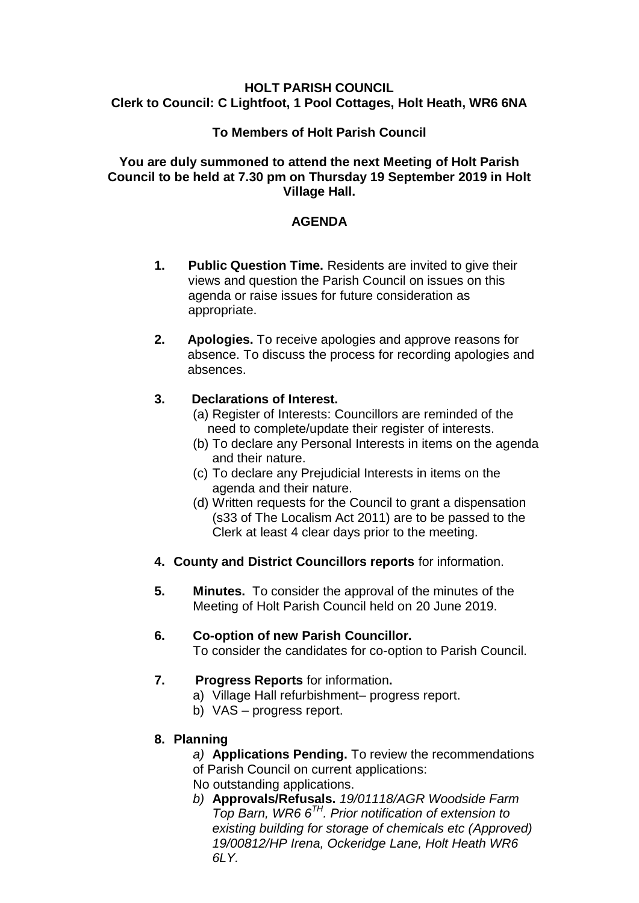**HOLT PARISH COUNCIL**
**Clerk to Council: C Lightfoot, 1 Pool Cottages, Holt Heath, WR6 6NA**

**To Members of Holt Parish Council**

**You are duly summoned to attend the next Meeting of Holt Parish Council to be held at 7.30 pm on Thursday 19 September 2019 in Holt Village Hall.**

## AGENDA

1. **Public Question Time.** Residents are invited to give their views and question the Parish Council on issues on this agenda or raise issues for future consideration as appropriate.

2. **Apologies.** To receive apologies and approve reasons for absence. To discuss the process for recording apologies and absences.

3. **Declarations of Interest.**
   (a) Register of Interests: Councillors are reminded of the need to complete/update their register of interests.
   (b) To declare any Personal Interests in items on the agenda and their nature.
   (c) To declare any Prejudicial Interests in items on the agenda and their nature.
   (d) Written requests for the Council to grant a dispensation (s33 of The Localism Act 2011) are to be passed to the Clerk at least 4 clear days prior to the meeting.

4. **County and District Councillors reports** for information.

5. **Minutes.** To consider the approval of the minutes of the Meeting of Holt Parish Council held on 20 June 2019.

6. **Co-option of new Parish Councillor.**
   To consider the candidates for co-option to Parish Council.

7. **Progress Reports** for information**.**
   a) Village Hall refurbishment– progress report.
   b) VAS – progress report.

8. **Planning**
   *a)* **Applications Pending.** To review the recommendations of Parish Council on current applications:
   No outstanding applications.
   *b)* **Approvals/Refusals.** *19/01118/AGR Woodside Farm Top Barn, WR6 6TH. Prior notification of extension to existing building for storage of chemicals etc (Approved) 19/00812/HP Irena, Ockeridge Lane, Holt Heath WR6 6LY.*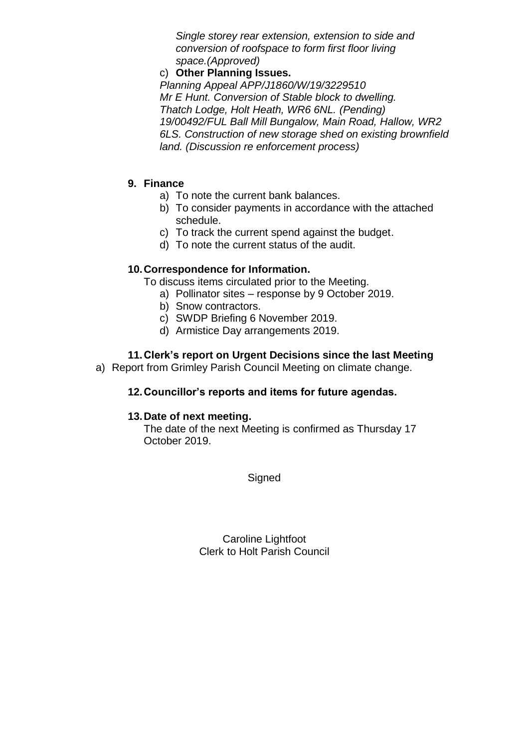*Single storey rear extension, extension to side and conversion of roofspace to form first floor living space.(Approved)*

c) **Other Planning Issues.**

*Planning Appeal APP/J1860/W/19/3229510*
*Mr E Hunt. Conversion of Stable block to dwelling.*
*Thatch Lodge, Holt Heath, WR6 6NL. (Pending)*
*19/00492/FUL Ball Mill Bungalow, Main Road, Hallow, WR2 6LS. Construction of new storage shed on existing brownfield land. (Discussion re enforcement process)*

**9. Finance**

a) To note the current bank balances.
b) To consider payments in accordance with the attached schedule.
c) To track the current spend against the budget.
d) To note the current status of the audit.

**10. Correspondence for Information.**

To discuss items circulated prior to the Meeting.

a) Pollinator sites – response by 9 October 2019.
b) Snow contractors.
c) SWDP Briefing 6 November 2019.
d) Armistice Day arrangements 2019.

**11. Clerk's report on Urgent Decisions since the last Meeting**

a) Report from Grimley Parish Council Meeting on climate change.

**12. Councillor's reports and items for future agendas.**

**13. Date of next meeting.**

The date of the next Meeting is confirmed as Thursday 17 October 2019.

Signed

Caroline Lightfoot
Clerk to Holt Parish Council